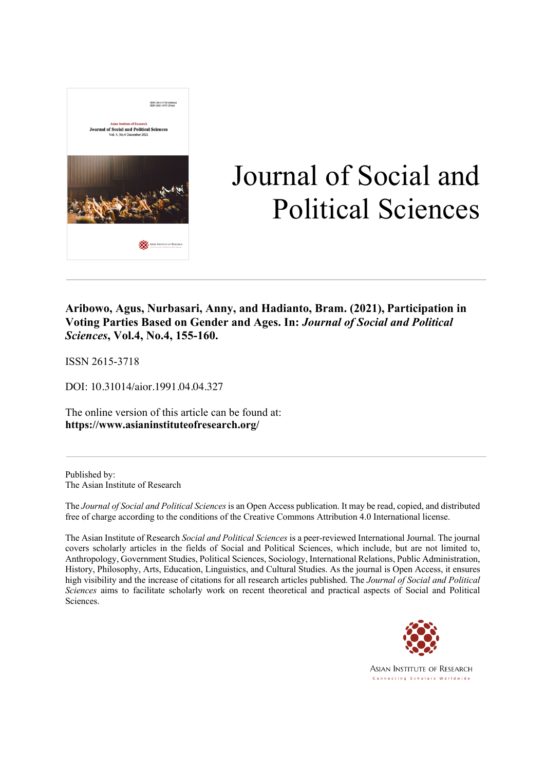# Journal of Social and Political Sciences

**Aribowo, Agus, Nurbasari, Anny, and Hadianto, Bram. (2021), Participation in Voting Parties Based on Gender and Ages. In: *Journal of Social and Political Sciences*, Vol.4, No.4, 155-160.**

ISSN 2615-3718

DOI: 10.31014/aior.1991.04.04.327

The online version of this article can be found at:
**https://www.asianinstituteofresearch.org/**

Published by:
The Asian Institute of Research

The *Journal of Social and Political Sciences* is an Open Access publication. It may be read, copied, and distributed free of charge according to the conditions of the Creative Commons Attribution 4.0 International license.

The Asian Institute of Research *Social and Political Sciences* is a peer-reviewed International Journal. The journal covers scholarly articles in the fields of Social and Political Sciences, which include, but are not limited to, Anthropology, Government Studies, Political Sciences, Sociology, International Relations, Public Administration, History, Philosophy, Arts, Education, Linguistics, and Cultural Studies. As the journal is Open Access, it ensures high visibility and the increase of citations for all research articles published. The *Journal of Social and Political Sciences* aims to facilitate scholarly work on recent theoretical and practical aspects of Social and Political Sciences.

ASIAN INSTITUTE OF RESEARCH
Connecting Scholars Worldwide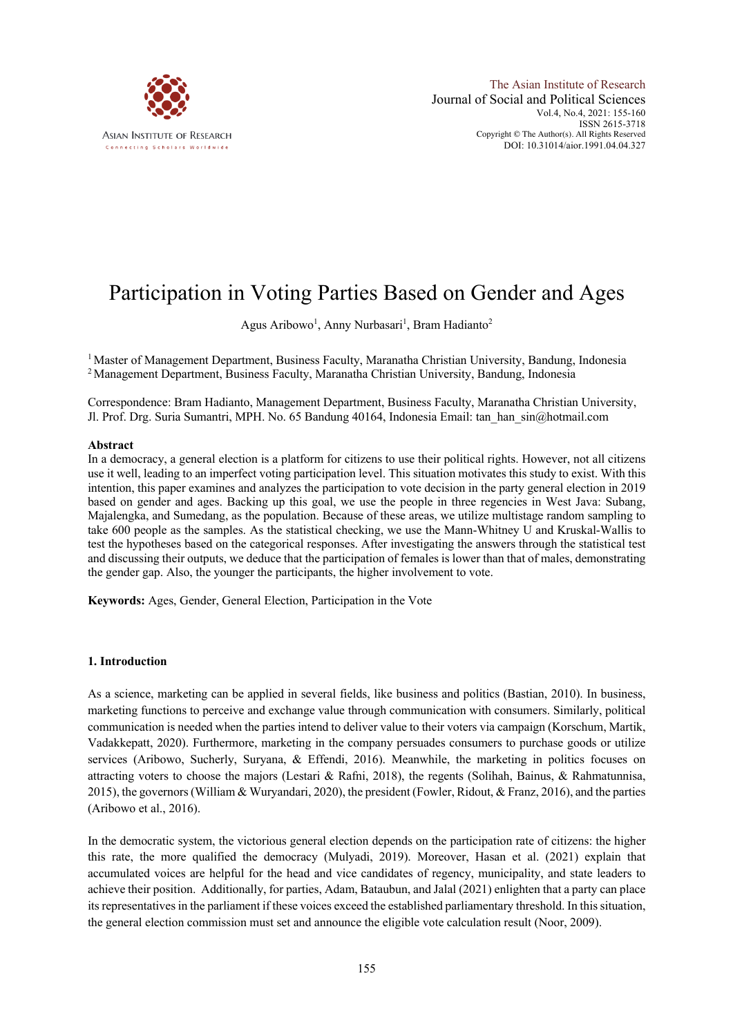# Participation in Voting Parties Based on Gender and Ages

Agus Aribowo[1], Anny Nurbasari[1], Bram Hadianto[2]

[1] Master of Management Department, Business Faculty, Maranatha Christian University, Bandung, Indonesia
[2] Management Department, Business Faculty, Maranatha Christian University, Bandung, Indonesia

Correspondence: Bram Hadianto, Management Department, Business Faculty, Maranatha Christian University, Jl. Prof. Drg. Suria Sumantri, MPH. No. 65 Bandung 40164, Indonesia Email: tan_han_sin@hotmail.com

## Abstract

In a democracy, a general election is a platform for citizens to use their political rights. However, not all citizens use it well, leading to an imperfect voting participation level. This situation motivates this study to exist. With this intention, this paper examines and analyzes the participation to vote decision in the party general election in 2019 based on gender and ages. Backing up this goal, we use the people in three regencies in West Java: Subang, Majalengka, and Sumedang, as the population. Because of these areas, we utilize multistage random sampling to take 600 people as the samples. As the statistical checking, we use the Mann-Whitney U and Kruskal-Wallis to test the hypotheses based on the categorical responses. After investigating the answers through the statistical test and discussing their outputs, we deduce that the participation of females is lower than that of males, demonstrating the gender gap. Also, the younger the participants, the higher involvement to vote.

**Keywords:** Ages, Gender, General Election, Participation in the Vote

## 1. Introduction

As a science, marketing can be applied in several fields, like business and politics (Bastian, 2010). In business, marketing functions to perceive and exchange value through communication with consumers. Similarly, political communication is needed when the parties intend to deliver value to their voters via campaign (Korschum, Martik, Vadakkepatt, 2020). Furthermore, marketing in the company persuades consumers to purchase goods or utilize services (Aribowo, Sucherly, Suryana, & Effendi, 2016). Meanwhile, the marketing in politics focuses on attracting voters to choose the majors (Lestari & Rafni, 2018), the regents (Solihah, Bainus, & Rahmatunnisa, 2015), the governors (William & Wuryandari, 2020), the president (Fowler, Ridout, & Franz, 2016), and the parties (Aribowo et al., 2016).

In the democratic system, the victorious general election depends on the participation rate of citizens: the higher this rate, the more qualified the democracy (Mulyadi, 2019). Moreover, Hasan et al. (2021) explain that accumulated voices are helpful for the head and vice candidates of regency, municipality, and state leaders to achieve their position. Additionally, for parties, Adam, Bataubun, and Jalal (2021) enlighten that a party can place its representatives in the parliament if these voices exceed the established parliamentary threshold. In this situation, the general election commission must set and announce the eligible vote calculation result (Noor, 2009).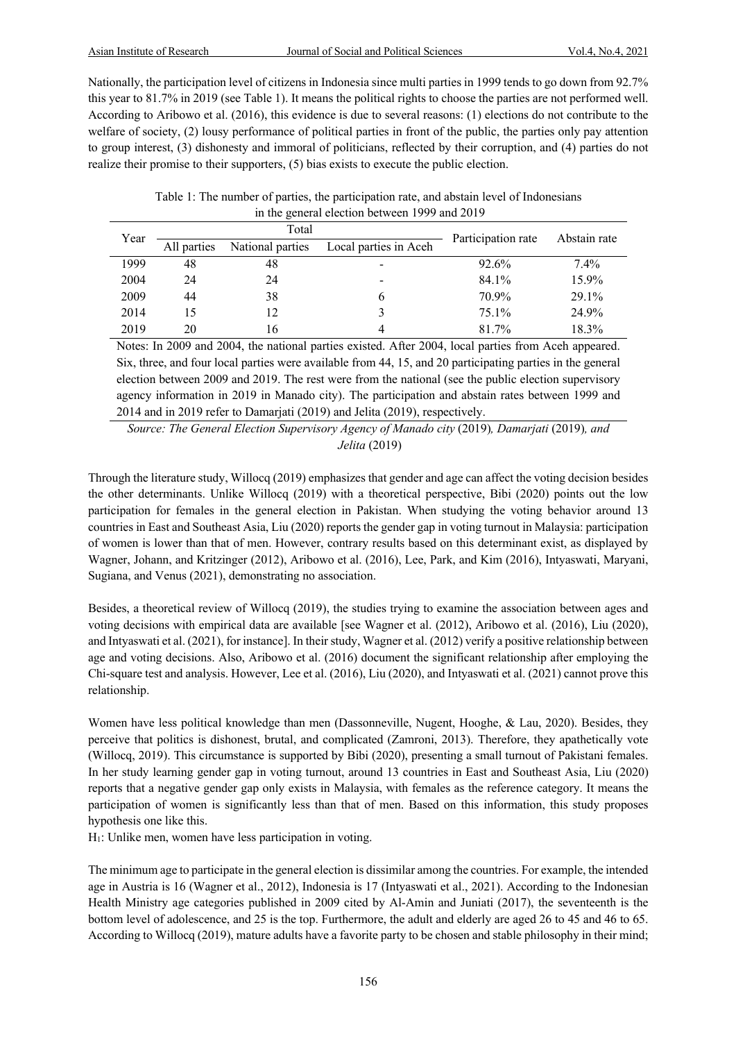Nationally, the participation level of citizens in Indonesia since multi parties in 1999 tends to go down from 92.7% this year to 81.7% in 2019 (see Table 1). It means the political rights to choose the parties are not performed well. According to Aribowo et al. (2016), this evidence is due to several reasons: (1) elections do not contribute to the welfare of society, (2) lousy performance of political parties in front of the public, the parties only pay attention to group interest, (3) dishonesty and immoral of politicians, reflected by their corruption, and (4) parties do not realize their promise to their supporters, (5) bias exists to execute the public election.

Table 1: The number of parties, the participation rate, and abstain level of Indonesians in the general election between 1999 and 2019

| Year | Total | | | Participation rate | Abstain rate |
|---|---|---|---|---|---|
| | All parties | National parties | Local parties in Aceh | | |
| 1999 | 48 | 48 | - | 92.6% | 7.4% |
| 2004 | 24 | 24 | - | 84.1% | 15.9% |
| 2009 | 44 | 38 | 6 | 70.9% | 29.1% |
| 2014 | 15 | 12 | 3 | 75.1% | 24.9% |
| 2019 | 20 | 16 | 4 | 81.7% | 18.3% |

Notes: In 2009 and 2004, the national parties existed. After 2004, local parties from Aceh appeared. Six, three, and four local parties were available from 44, 15, and 20 participating parties in the general election between 2009 and 2019. The rest were from the national (see the public election supervisory agency information in 2019 in Manado city). The participation and abstain rates between 1999 and 2014 and in 2019 refer to Damarjati (2019) and Jelita (2019), respectively.

*Source: The General Election Supervisory Agency of Manado city* (2019)*, Damarjati* (2019)*, and Jelita* (2019)

Through the literature study, Willocq (2019) emphasizes that gender and age can affect the voting decision besides the other determinants. Unlike Willocq (2019) with a theoretical perspective, Bibi (2020) points out the low participation for females in the general election in Pakistan. When studying the voting behavior around 13 countries in East and Southeast Asia, Liu (2020) reports the gender gap in voting turnout in Malaysia: participation of women is lower than that of men. However, contrary results based on this determinant exist, as displayed by Wagner, Johann, and Kritzinger (2012), Aribowo et al. (2016), Lee, Park, and Kim (2016), Intyaswati, Maryani, Sugiana, and Venus (2021), demonstrating no association.

Besides, a theoretical review of Willocq (2019), the studies trying to examine the association between ages and voting decisions with empirical data are available [see Wagner et al. (2012), Aribowo et al. (2016), Liu (2020), and Intyaswati et al. (2021), for instance]. In their study, Wagner et al. (2012) verify a positive relationship between age and voting decisions. Also, Aribowo et al. (2016) document the significant relationship after employing the Chi-square test and analysis. However, Lee et al. (2016), Liu (2020), and Intyaswati et al. (2021) cannot prove this relationship.

Women have less political knowledge than men (Dassonneville, Nugent, Hooghe, & Lau, 2020). Besides, they perceive that politics is dishonest, brutal, and complicated (Zamroni, 2013). Therefore, they apathetically vote (Willocq, 2019). This circumstance is supported by Bibi (2020), presenting a small turnout of Pakistani females. In her study learning gender gap in voting turnout, around 13 countries in East and Southeast Asia, Liu (2020) reports that a negative gender gap only exists in Malaysia, with females as the reference category. It means the participation of women is significantly less than that of men. Based on this information, this study proposes hypothesis one like this.

$H_1$: Unlike men, women have less participation in voting.

The minimum age to participate in the general election is dissimilar among the countries. For example, the intended age in Austria is 16 (Wagner et al., 2012), Indonesia is 17 (Intyaswati et al., 2021). According to the Indonesian Health Ministry age categories published in 2009 cited by Al-Amin and Juniati (2017), the seventeenth is the bottom level of adolescence, and 25 is the top. Furthermore, the adult and elderly are aged 26 to 45 and 46 to 65. According to Willocq (2019), mature adults have a favorite party to be chosen and stable philosophy in their mind;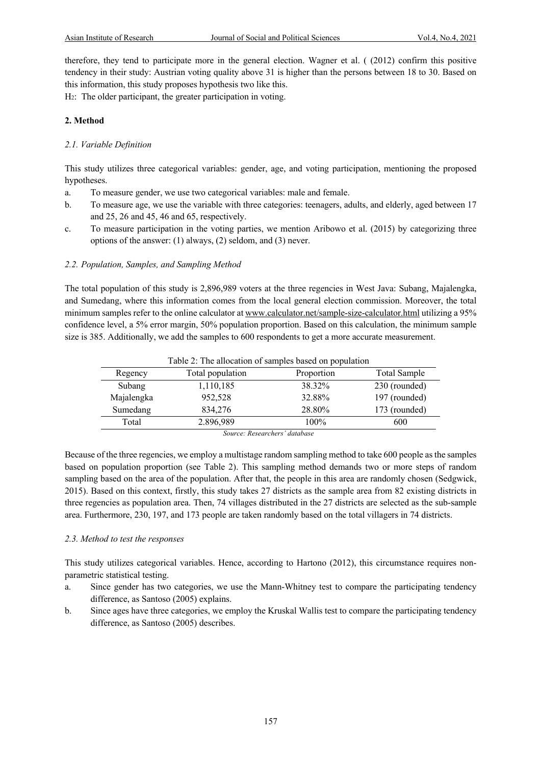therefore, they tend to participate more in the general election. Wagner et al. ( (2012) confirm this positive tendency in their study: Austrian voting quality above 31 is higher than the persons between 18 to 30. Based on this information, this study proposes hypothesis two like this.

$H_2$: The older participant, the greater participation in voting.

## 2. Method

### *2.1. Variable Definition*

This study utilizes three categorical variables: gender, age, and voting participation, mentioning the proposed hypotheses.

a. To measure gender, we use two categorical variables: male and female.
b. To measure age, we use the variable with three categories: teenagers, adults, and elderly, aged between 17 and 25, 26 and 45, 46 and 65, respectively.
c. To measure participation in the voting parties, we mention Aribowo et al. (2015) by categorizing three options of the answer: (1) always, (2) seldom, and (3) never.

### *2.2. Population, Samples, and Sampling Method*

The total population of this study is 2,896,989 voters at the three regencies in West Java: Subang, Majalengka, and Sumedang, where this information comes from the local general election commission. Moreover, the total minimum samples refer to the online calculator at www.calculator.net/sample-size-calculator.html utilizing a 95% confidence level, a 5% error margin, 50% population proportion. Based on this calculation, the minimum sample size is 385. Additionally, we add the samples to 600 respondents to get a more accurate measurement.

Table 2: The allocation of samples based on population

| Regency | Total population | Proportion | Total Sample |
|---|---|---|---|
| Subang | 1,110,185 | 38.32% | 230 (rounded) |
| Majalengka | 952,528 | 32.88% | 197 (rounded) |
| Sumedang | 834,276 | 28.80% | 173 (rounded) |
| Total | 2.896,989 | 100% | 600 |

*Source: Researchers' database*

Because of the three regencies, we employ a multistage random sampling method to take 600 people as the samples based on population proportion (see Table 2). This sampling method demands two or more steps of random sampling based on the area of the population. After that, the people in this area are randomly chosen (Sedgwick, 2015). Based on this context, firstly, this study takes 27 districts as the sample area from 82 existing districts in three regencies as population area. Then, 74 villages distributed in the 27 districts are selected as the sub-sample area. Furthermore, 230, 197, and 173 people are taken randomly based on the total villagers in 74 districts.

### *2.3. Method to test the responses*

This study utilizes categorical variables. Hence, according to Hartono (2012), this circumstance requires non-parametric statistical testing.

a. Since gender has two categories, we use the Mann-Whitney test to compare the participating tendency difference, as Santoso (2005) explains.
b. Since ages have three categories, we employ the Kruskal Wallis test to compare the participating tendency difference, as Santoso (2005) describes.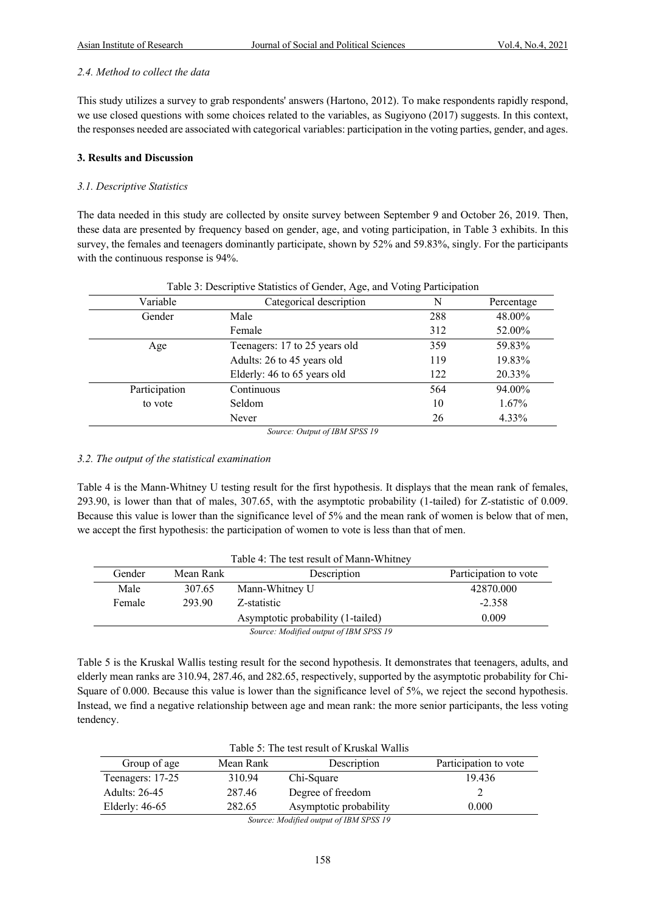#### *2.4. Method to collect the data*

This study utilizes a survey to grab respondents' answers (Hartono, 2012). To make respondents rapidly respond, we use closed questions with some choices related to the variables, as Sugiyono (2017) suggests. In this context, the responses needed are associated with categorical variables: participation in the voting parties, gender, and ages.

### 3. Results and Discussion

#### *3.1. Descriptive Statistics*

The data needed in this study are collected by onsite survey between September 9 and October 26, 2019. Then, these data are presented by frequency based on gender, age, and voting participation, in Table 3 exhibits. In this survey, the females and teenagers dominantly participate, shown by 52% and 59.83%, singly. For the participants with the continuous response is 94%.

Table 3: Descriptive Statistics of Gender, Age, and Voting Participation

| Variable | Categorical description | N | Percentage |
|---|---|---|---|
| Gender | Male | 288 | 48.00% |
| | Female | 312 | 52.00% |
| Age | Teenagers: 17 to 25 years old | 359 | 59.83% |
| | Adults: 26 to 45 years old | 119 | 19.83% |
| | Elderly: 46 to 65 years old | 122 | 20.33% |
| Participation to vote | Continuous | 564 | 94.00% |
| | Seldom | 10 | 1.67% |
| | Never | 26 | 4.33% |

*Source: Output of IBM SPSS 19*

#### *3.2. The output of the statistical examination*

Table 4 is the Mann-Whitney U testing result for the first hypothesis. It displays that the mean rank of females, 293.90, is lower than that of males, 307.65, with the asymptotic probability (1-tailed) for Z-statistic of 0.009. Because this value is lower than the significance level of 5% and the mean rank of women is below that of men, we accept the first hypothesis: the participation of women to vote is less than that of men.

Table 4: The test result of Mann-Whitney

| Gender | Mean Rank | Description | Participation to vote |
|---|---|---|---|
| Male | 307.65 | Mann-Whitney U | 42870.000 |
| Female | 293.90 | Z-statistic | -2.358 |
| | | Asymptotic probability (1-tailed) | 0.009 |

*Source: Modified output of IBM SPSS 19*

Table 5 is the Kruskal Wallis testing result for the second hypothesis. It demonstrates that teenagers, adults, and elderly mean ranks are 310.94, 287.46, and 282.65, respectively, supported by the asymptotic probability for Chi-Square of 0.000. Because this value is lower than the significance level of 5%, we reject the second hypothesis. Instead, we find a negative relationship between age and mean rank: the more senior participants, the less voting tendency.

Table 5: The test result of Kruskal Wallis

| Group of age | Mean Rank | Description | Participation to vote |
|---|---|---|---|
| Teenagers: 17-25 | 310.94 | Chi-Square | 19.436 |
| Adults: 26-45 | 287.46 | Degree of freedom | 2 |
| Elderly: 46-65 | 282.65 | Asymptotic probability | 0.000 |

*Source: Modified output of IBM SPSS 19*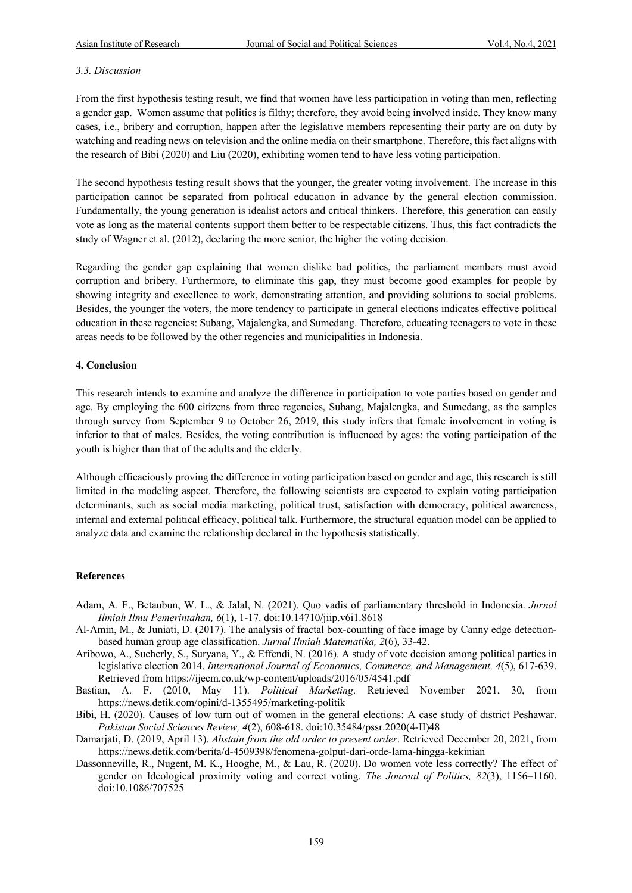*3.3. Discussion*

From the first hypothesis testing result, we find that women have less participation in voting than men, reflecting a gender gap. Women assume that politics is filthy; therefore, they avoid being involved inside. They know many cases, i.e., bribery and corruption, happen after the legislative members representing their party are on duty by watching and reading news on television and the online media on their smartphone. Therefore, this fact aligns with the research of Bibi (2020) and Liu (2020), exhibiting women tend to have less voting participation.

The second hypothesis testing result shows that the younger, the greater voting involvement. The increase in this participation cannot be separated from political education in advance by the general election commission. Fundamentally, the young generation is idealist actors and critical thinkers. Therefore, this generation can easily vote as long as the material contents support them better to be respectable citizens. Thus, this fact contradicts the study of Wagner et al. (2012), declaring the more senior, the higher the voting decision.

Regarding the gender gap explaining that women dislike bad politics, the parliament members must avoid corruption and bribery. Furthermore, to eliminate this gap, they must become good examples for people by showing integrity and excellence to work, demonstrating attention, and providing solutions to social problems. Besides, the younger the voters, the more tendency to participate in general elections indicates effective political education in these regencies: Subang, Majalengka, and Sumedang. Therefore, educating teenagers to vote in these areas needs to be followed by the other regencies and municipalities in Indonesia.

## 4. Conclusion

This research intends to examine and analyze the difference in participation to vote parties based on gender and age. By employing the 600 citizens from three regencies, Subang, Majalengka, and Sumedang, as the samples through survey from September 9 to October 26, 2019, this study infers that female involvement in voting is inferior to that of males. Besides, the voting contribution is influenced by ages: the voting participation of the youth is higher than that of the adults and the elderly.

Although efficaciously proving the difference in voting participation based on gender and age, this research is still limited in the modeling aspect. Therefore, the following scientists are expected to explain voting participation determinants, such as social media marketing, political trust, satisfaction with democracy, political awareness, internal and external political efficacy, political talk. Furthermore, the structural equation model can be applied to analyze data and examine the relationship declared in the hypothesis statistically.

## References

Adam, A. F., Betaubun, W. L., & Jalal, N. (2021). Quo vadis of parliamentary threshold in Indonesia. *Jurnal Ilmiah Ilmu Pemerintahan, 6*(1), 1-17. doi:10.14710/jiip.v6i1.8618

Al-Amin, M., & Juniati, D. (2017). The analysis of fractal box-counting of face image by Canny edge detection-based human group age classification. *Jurnal Ilmiah Matematika, 2*(6), 33-42.

Aribowo, A., Sucherly, S., Suryana, Y., & Effendi, N. (2016). A study of vote decision among political parties in legislative election 2014. *International Journal of Economics, Commerce, and Management, 4*(5), 617-639. Retrieved from https://ijecm.co.uk/wp-content/uploads/2016/05/4541.pdf

Bastian, A. F. (2010, May 11). *Political Marketing*. Retrieved November 2021, 30, from https://news.detik.com/opini/d-1355495/marketing-politik

Bibi, H. (2020). Causes of low turn out of women in the general elections: A case study of district Peshawar. *Pakistan Social Sciences Review, 4*(2), 608-618. doi:10.35484/pssr.2020(4-II)48

Damarjati, D. (2019, April 13). *Abstain from the old order to present order*. Retrieved December 20, 2021, from https://news.detik.com/berita/d-4509398/fenomena-golput-dari-orde-lama-hingga-kekinian

Dassonneville, R., Nugent, M. K., Hooghe, M., & Lau, R. (2020). Do women vote less correctly? The effect of gender on Ideological proximity voting and correct voting. *The Journal of Politics, 82*(3), 1156–1160. doi:10.1086/707525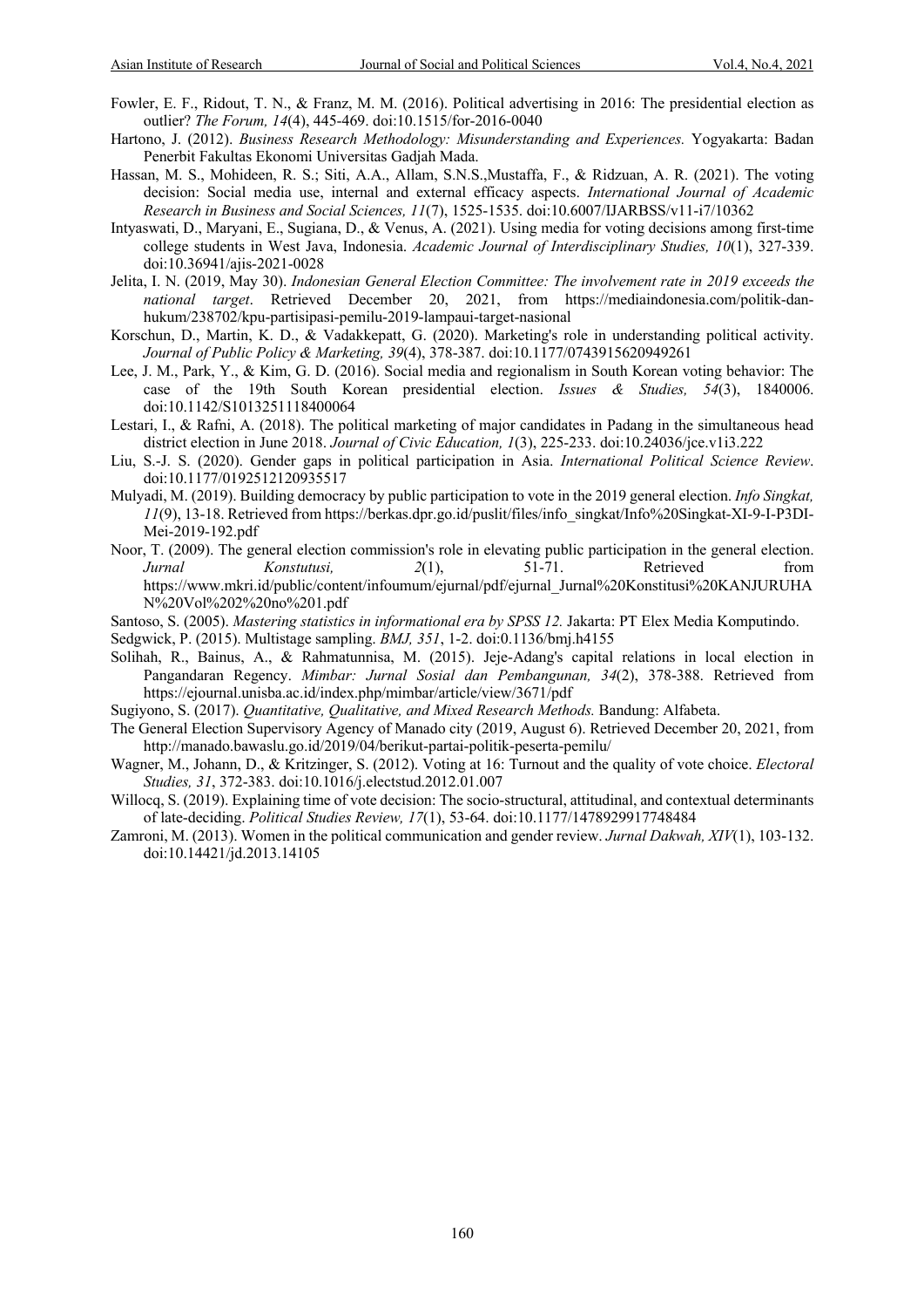Fowler, E. F., Ridout, T. N., & Franz, M. M. (2016). Political advertising in 2016: The presidential election as outlier? *The Forum, 14*(4), 445-469. doi:10.1515/for-2016-0040

Hartono, J. (2012). *Business Research Methodology: Misunderstanding and Experiences.* Yogyakarta: Badan Penerbit Fakultas Ekonomi Universitas Gadjah Mada.

Hassan, M. S., Mohideen, R. S.; Siti, A.A., Allam, S.N.S.,Mustaffa, F., & Ridzuan, A. R. (2021). The voting decision: Social media use, internal and external efficacy aspects. *International Journal of Academic Research in Business and Social Sciences, 11*(7), 1525-1535. doi:10.6007/IJARBSS/v11-i7/10362

Intyaswati, D., Maryani, E., Sugiana, D., & Venus, A. (2021). Using media for voting decisions among first-time college students in West Java, Indonesia. *Academic Journal of Interdisciplinary Studies, 10*(1), 327-339. doi:10.36941/ajis-2021-0028

Jelita, I. N. (2019, May 30). *Indonesian General Election Committee: The involvement rate in 2019 exceeds the national target*. Retrieved December 20, 2021, from https://mediaindonesia.com/politik-dan-hukum/238702/kpu-partisipasi-pemilu-2019-lampaui-target-nasional

Korschun, D., Martin, K. D., & Vadakkepatt, G. (2020). Marketing's role in understanding political activity. *Journal of Public Policy & Marketing, 39*(4), 378-387. doi:10.1177/0743915620949261

Lee, J. M., Park, Y., & Kim, G. D. (2016). Social media and regionalism in South Korean voting behavior: The case of the 19th South Korean presidential election. *Issues & Studies, 54*(3), 1840006. doi:10.1142/S1013251118400064

Lestari, I., & Rafni, A. (2018). The political marketing of major candidates in Padang in the simultaneous head district election in June 2018. *Journal of Civic Education, 1*(3), 225-233. doi:10.24036/jce.v1i3.222

Liu, S.-J. S. (2020). Gender gaps in political participation in Asia. *International Political Science Review*. doi:10.1177/0192512120935517

Mulyadi, M. (2019). Building democracy by public participation to vote in the 2019 general election. *Info Singkat, 11*(9), 13-18. Retrieved from https://berkas.dpr.go.id/puslit/files/info_singkat/Info%20Singkat-XI-9-I-P3DI-Mei-2019-192.pdf

Noor, T. (2009). The general election commission's role in elevating public participation in the general election. *Jurnal Konstutusi, 2*(1), 51-71. Retrieved from https://www.mkri.id/public/content/infoumum/ejurnal/pdf/ejurnal_Jurnal%20Konstitusi%20KANJURUHAN%20Vol%202%20no%201.pdf

Santoso, S. (2005). *Mastering statistics in informational era by SPSS 12.* Jakarta: PT Elex Media Komputindo.

Sedgwick, P. (2015). Multistage sampling. *BMJ, 351*, 1-2. doi:0.1136/bmj.h4155

Solihah, R., Bainus, A., & Rahmatunnisa, M. (2015). Jeje-Adang's capital relations in local election in Pangandaran Regency. *Mimbar: Jurnal Sosial dan Pembangunan, 34*(2), 378-388. Retrieved from https://ejournal.unisba.ac.id/index.php/mimbar/article/view/3671/pdf

Sugiyono, S. (2017). *Quantitative, Qualitative, and Mixed Research Methods.* Bandung: Alfabeta.

The General Election Supervisory Agency of Manado city (2019, August 6). Retrieved December 20, 2021, from http://manado.bawaslu.go.id/2019/04/berikut-partai-politik-peserta-pemilu/

Wagner, M., Johann, D., & Kritzinger, S. (2012). Voting at 16: Turnout and the quality of vote choice. *Electoral Studies, 31*, 372-383. doi:10.1016/j.electstud.2012.01.007

Willocq, S. (2019). Explaining time of vote decision: The socio-structural, attitudinal, and contextual determinants of late-deciding. *Political Studies Review, 17*(1), 53-64. doi:10.1177/1478929917748484

Zamroni, M. (2013). Women in the political communication and gender review. *Jurnal Dakwah, XIV*(1), 103-132. doi:10.14421/jd.2013.14105